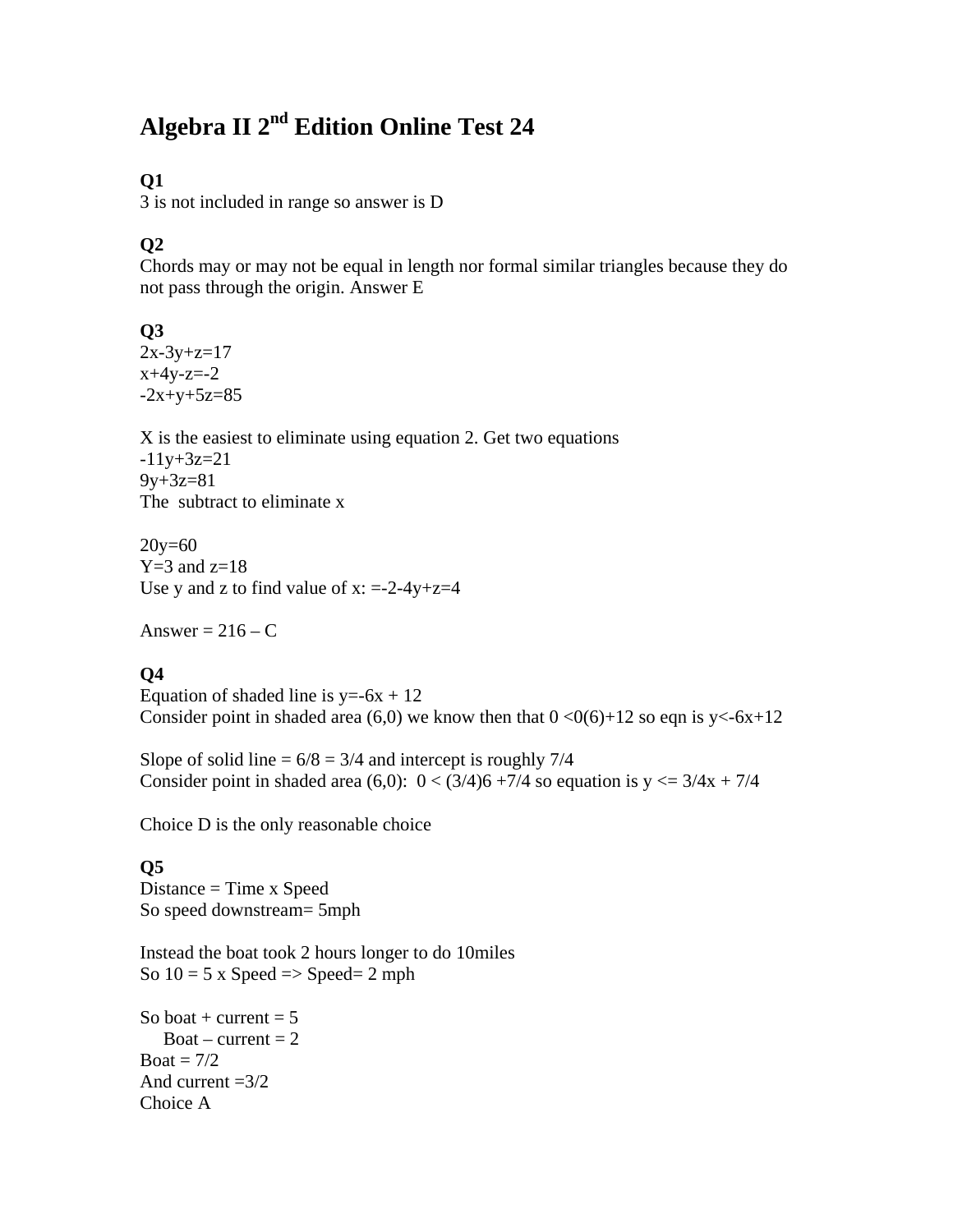# Algebra II 2nd Edition Online Test 24

**Q1**

3 is not included in range so answer is D

**Q2**

Chords may or may not be equal in length nor formal similar triangles because they do not pass through the origin. Answer E

**Q3**

$2x-3y+z=17$
$x+4y-z=-2$
$-2x+y+5z=85$

X is the easiest to eliminate using equation 2. Get two equations
$-11y+3z=21$
$9y+3z=81$
The subtract to eliminate x

$20y=60$
Y=3 and z=18
Use y and z to find value of x: $=-2-4y+z=4$

Answer = 216 – C

**Q4**

Equation of shaded line is $y=-6x + 12$
Consider point in shaded area (6,0) we know then that $0 <0(6)+12$ so eqn is $y<-6x+12$

Slope of solid line = 6/8 = 3/4 and intercept is roughly 7/4
Consider point in shaded area (6,0): $0 < (3/4)6 +7/4$ so equation is $y <= 3/4x + 7/4$

Choice D is the only reasonable choice

**Q5**

Distance = Time x Speed
So speed downstream= 5mph

Instead the boat took 2 hours longer to do 10miles
So 10 = 5 x Speed => Speed= 2 mph

So boat + current = 5
Boat – current = 2
Boat = 7/2
And current =3/2
Choice A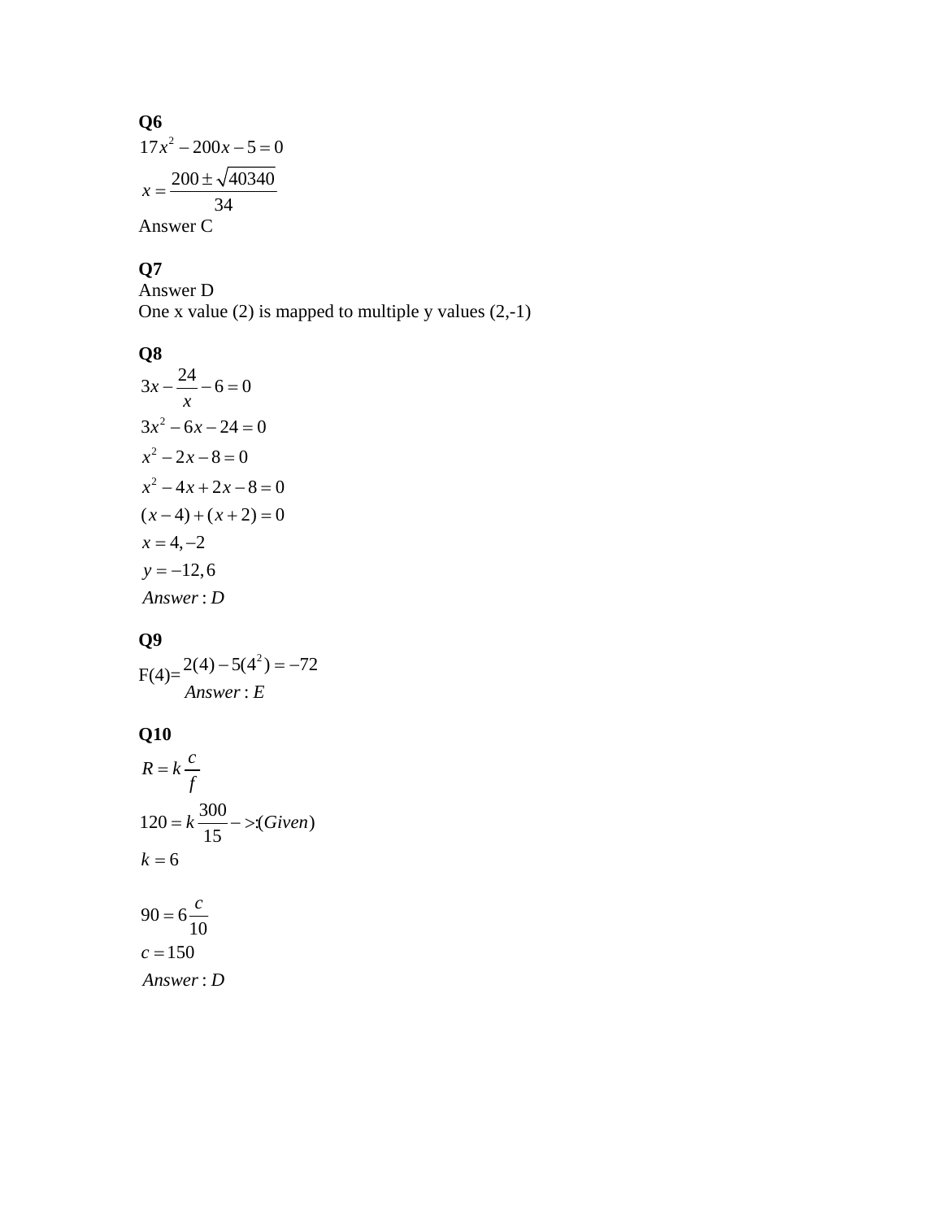**Q6**

$$17x^2 - 200x - 5 = 0$$

$$x = \frac{200 \pm \sqrt{40340}}{34}$$

Answer C

**Q7**

Answer D

One x value (2) is mapped to multiple y values (2,-1)

**Q8**

$$3x - \frac{24}{x} - 6 = 0$$

$$3x^2 - 6x - 24 = 0$$

$$x^2 - 2x - 8 = 0$$

$$x^2 - 4x + 2x - 8 = 0$$

$$(x-4) + (x+2) = 0$$

$$x = 4, -2$$

$$y = -12, 6$$

$$Answer: D$$

**Q9**

F(4)= $2(4) - 5(4^2) = -72$

$$Answer: E$$

**Q10**

$$R = k\frac{c}{f}$$

$$120 = k\frac{300}{15} -->:(Given)$$

$$k = 6$$

$$90 = 6\frac{c}{10}$$

$$c = 150$$

$$Answer: D$$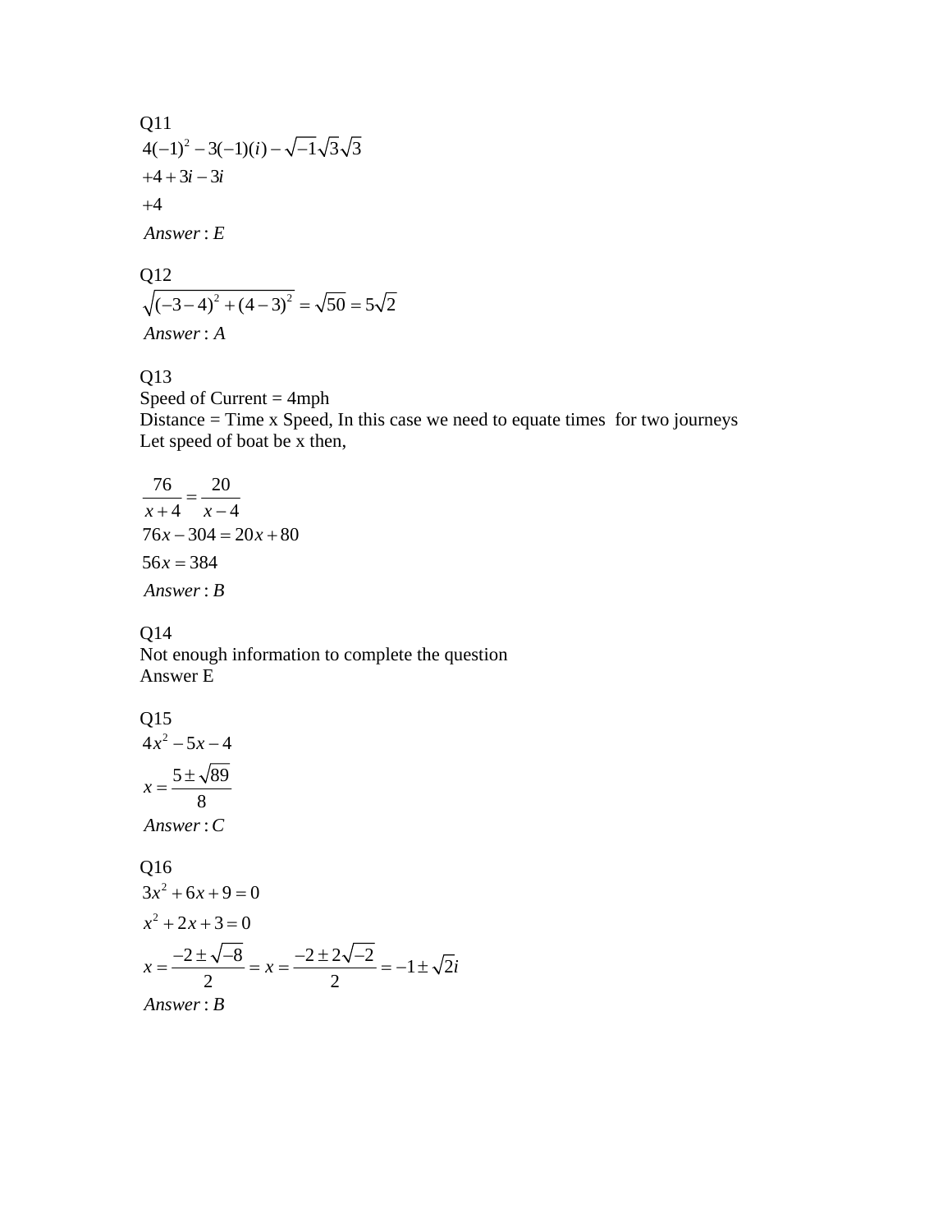Q11

$4(-1)^2 - 3(-1)(i) - \sqrt{-1}\sqrt{3}\sqrt{3}$

$+4 + 3i - 3i$

$+4$

$Answer : E$

Q12

$\sqrt{(-3-4)^2 + (4-3)^2} = \sqrt{50} = 5\sqrt{2}$

$Answer : A$

Q13

Speed of Current = 4mph

Distance = Time x Speed, In this case we need to equate times for two journeys

Let speed of boat be x then,

$$\frac{76}{x+4} = \frac{20}{x-4}$$

$76x - 304 = 20x + 80$

$56x = 384$

$Answer : B$

Q14

Not enough information to complete the question

Answer E

Q15

$4x^2 - 5x - 4$

$$x = \frac{5 \pm \sqrt{89}}{8}$$

$Answer : C$

Q16

$3x^2 + 6x + 9 = 0$

$x^2 + 2x + 3 = 0$

$$x = \frac{-2 \pm \sqrt{-8}}{2} = x = \frac{-2 \pm 2\sqrt{-2}}{2} = -1 \pm \sqrt{2}i$$

$Answer : B$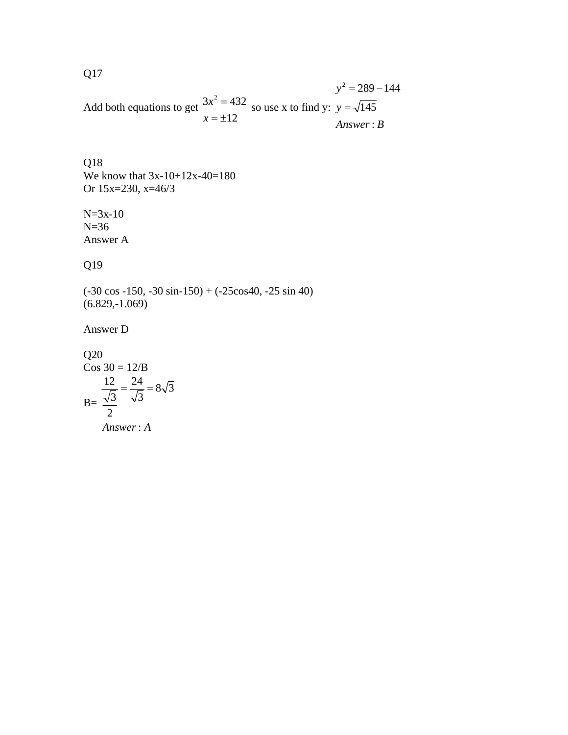Q17

Add both equations to get $\begin{matrix} 3x^2 = 432 \\ x = \pm 12 \end{matrix}$ so use x to find y: $\begin{matrix} y^2 = 289 - 144 \\ y = \sqrt{145} \\ Answer: B \end{matrix}$

Q18

We know that 3x-10+12x-40=180

Or 15x=230, x=46/3

N=3x-10

N=36

Answer A

Q19

(-30 cos -150, -30 sin-150) + (-25cos40, -25 sin 40)

(6.829,-1.069)

Answer D

Q20

Cos 30 = 12/B

B= $\dfrac{12}{\frac{\sqrt{3}}{2}} = \dfrac{24}{\sqrt{3}} = 8\sqrt{3}$

$Answer: A$